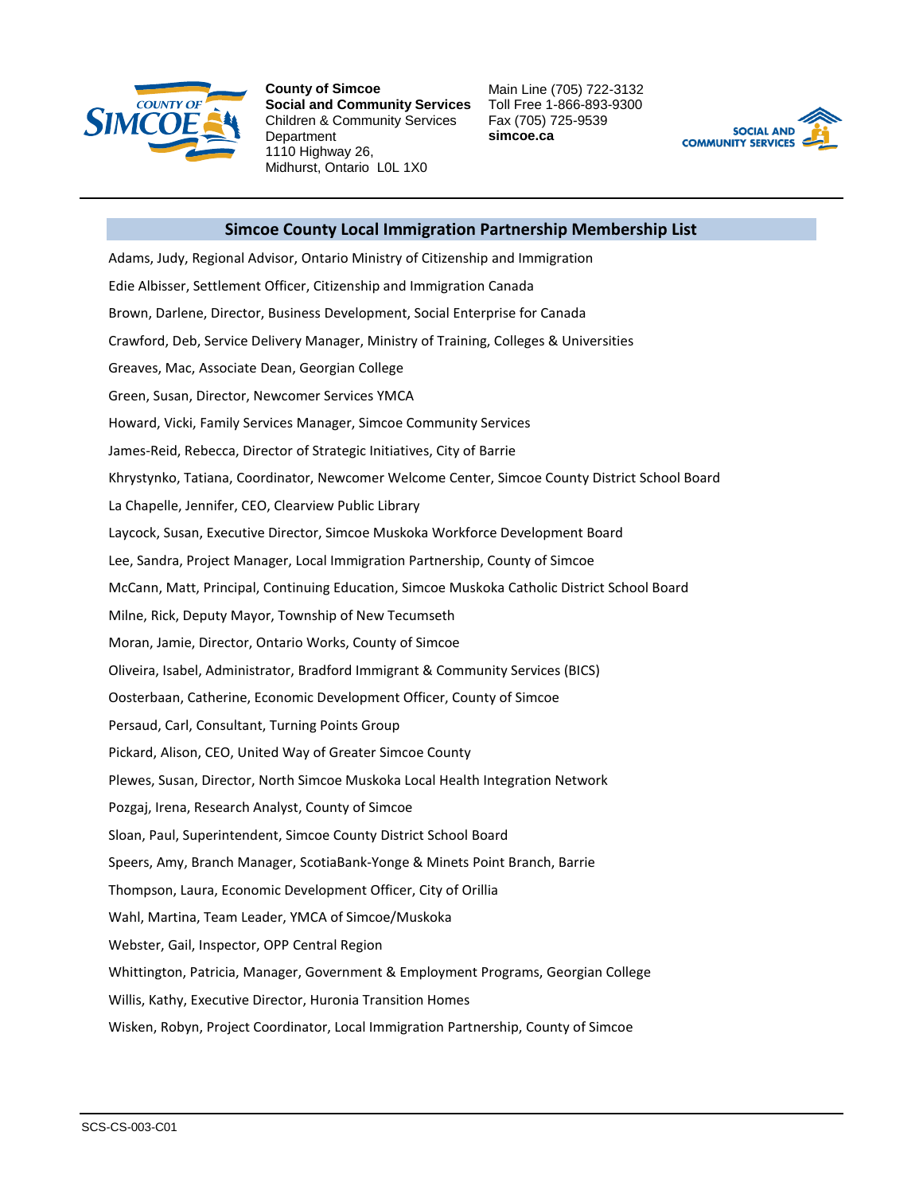**County of Simcoe**
**Social and Community Services**
Children & Community Services Department
1110 Highway 26,
Midhurst, Ontario L0L 1X0

Main Line (705) 722-3132
Toll Free 1-866-893-9300
Fax (705) 725-9539
**simcoe.ca**

## Simcoe County Local Immigration Partnership Membership List

Adams, Judy, Regional Advisor, Ontario Ministry of Citizenship and Immigration

Edie Albisser, Settlement Officer, Citizenship and Immigration Canada

Brown, Darlene, Director, Business Development, Social Enterprise for Canada

Crawford, Deb, Service Delivery Manager, Ministry of Training, Colleges & Universities

Greaves, Mac, Associate Dean, Georgian College

Green, Susan, Director, Newcomer Services YMCA

Howard, Vicki, Family Services Manager, Simcoe Community Services

James-Reid, Rebecca, Director of Strategic Initiatives, City of Barrie

Khrystynko, Tatiana, Coordinator, Newcomer Welcome Center, Simcoe County District School Board

La Chapelle, Jennifer, CEO, Clearview Public Library

Laycock, Susan, Executive Director, Simcoe Muskoka Workforce Development Board

Lee, Sandra, Project Manager, Local Immigration Partnership, County of Simcoe

McCann, Matt, Principal, Continuing Education, Simcoe Muskoka Catholic District School Board

Milne, Rick, Deputy Mayor, Township of New Tecumseth

Moran, Jamie, Director, Ontario Works, County of Simcoe

Oliveira, Isabel, Administrator, Bradford Immigrant & Community Services (BICS)

Oosterbaan, Catherine, Economic Development Officer, County of Simcoe

Persaud, Carl, Consultant, Turning Points Group

Pickard, Alison, CEO, United Way of Greater Simcoe County

Plewes, Susan, Director, North Simcoe Muskoka Local Health Integration Network

Pozgaj, Irena, Research Analyst, County of Simcoe

Sloan, Paul, Superintendent, Simcoe County District School Board

Speers, Amy, Branch Manager, ScotiaBank-Yonge & Minets Point Branch, Barrie

Thompson, Laura, Economic Development Officer, City of Orillia

Wahl, Martina, Team Leader, YMCA of Simcoe/Muskoka

Webster, Gail, Inspector, OPP Central Region

Whittington, Patricia, Manager, Government & Employment Programs, Georgian College

Willis, Kathy, Executive Director, Huronia Transition Homes

Wisken, Robyn, Project Coordinator, Local Immigration Partnership, County of Simcoe

SCS-CS-003-C01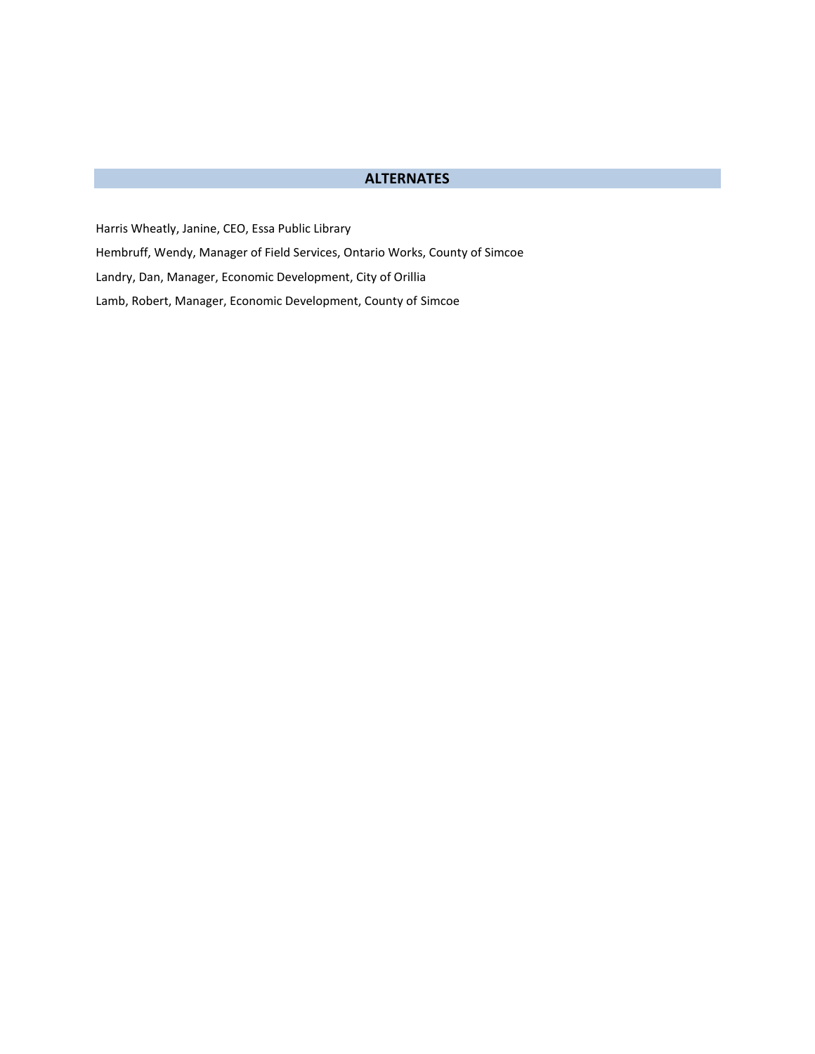## ALTERNATES

Harris Wheatly, Janine, CEO, Essa Public Library

Hembruff, Wendy, Manager of Field Services, Ontario Works, County of Simcoe

Landry, Dan, Manager, Economic Development, City of Orillia

Lamb, Robert, Manager, Economic Development, County of Simcoe